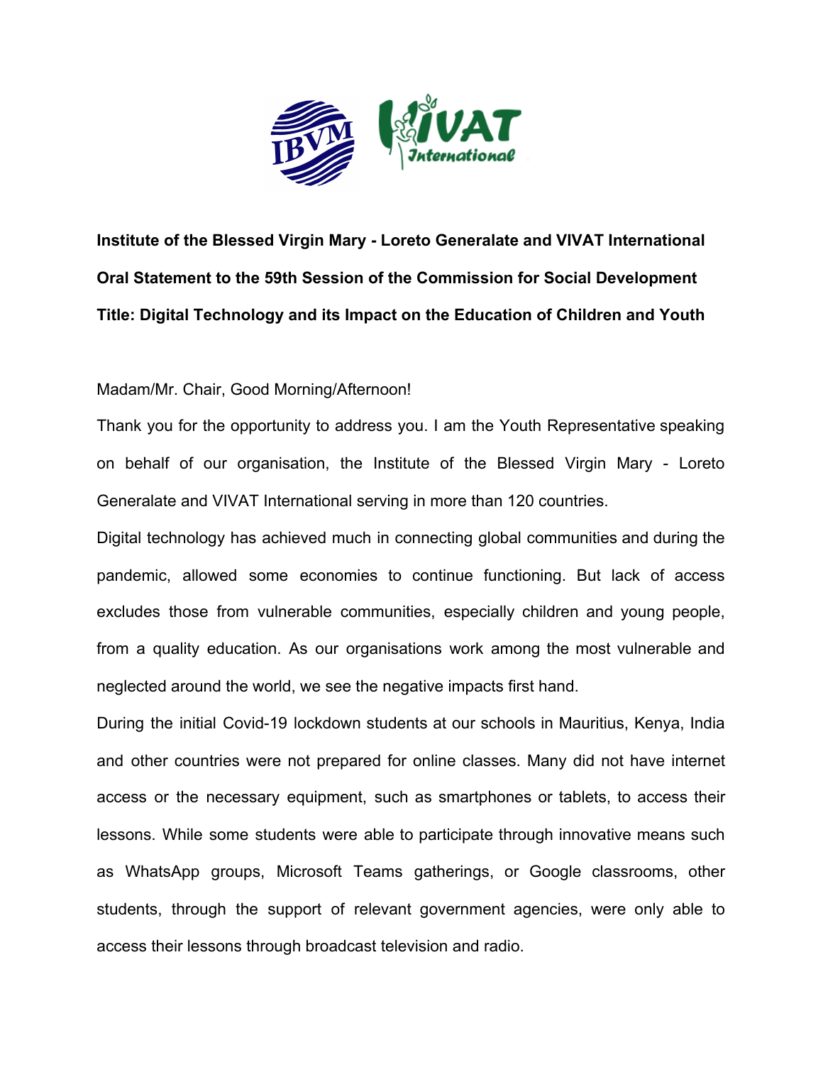**Institute of the Blessed Virgin Mary - Loreto Generalate and VIVAT International**

**Oral Statement to the 59th Session of the Commission for Social Development**

**Title: Digital Technology and its Impact on the Education of Children and Youth**

Madam/Mr. Chair, Good Morning/Afternoon!

Thank you for the opportunity to address you. I am the Youth Representative speaking on behalf of our organisation, the Institute of the Blessed Virgin Mary - Loreto Generalate and VIVAT International serving in more than 120 countries.

Digital technology has achieved much in connecting global communities and during the pandemic, allowed some economies to continue functioning. But lack of access excludes those from vulnerable communities, especially children and young people, from a quality education. As our organisations work among the most vulnerable and neglected around the world, we see the negative impacts first hand.

During the initial Covid-19 lockdown students at our schools in Mauritius, Kenya, India and other countries were not prepared for online classes. Many did not have internet access or the necessary equipment, such as smartphones or tablets, to access their lessons. While some students were able to participate through innovative means such as WhatsApp groups, Microsoft Teams gatherings, or Google classrooms, other students, through the support of relevant government agencies, were only able to access their lessons through broadcast television and radio.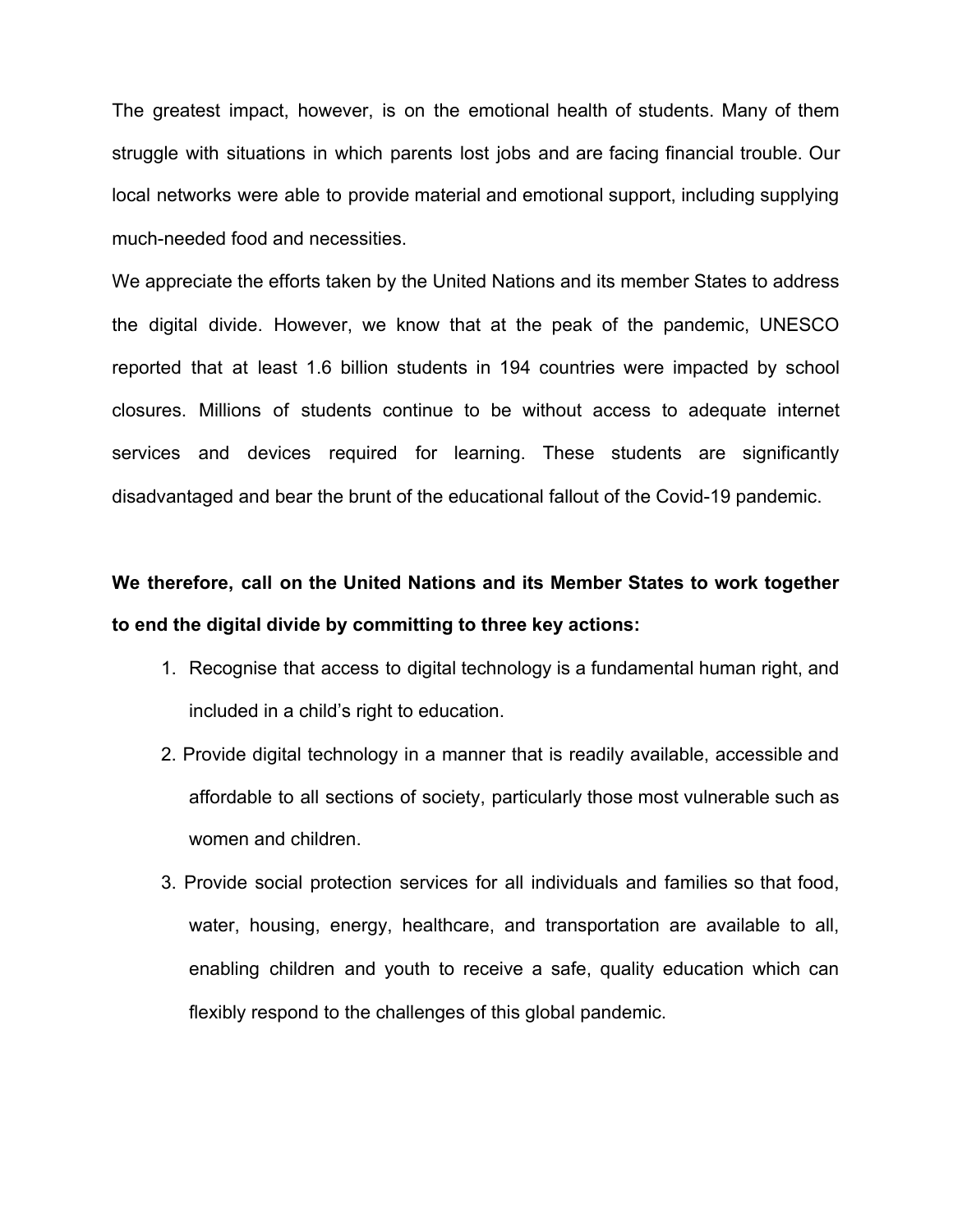The greatest impact, however, is on the emotional health of students. Many of them struggle with situations in which parents lost jobs and are facing financial trouble. Our local networks were able to provide material and emotional support, including supplying much-needed food and necessities.

We appreciate the efforts taken by the United Nations and its member States to address the digital divide. However, we know that at the peak of the pandemic, UNESCO reported that at least 1.6 billion students in 194 countries were impacted by school closures. Millions of students continue to be without access to adequate internet services and devices required for learning. These students are significantly disadvantaged and bear the brunt of the educational fallout of the Covid-19 pandemic.

**We therefore, call on the United Nations and its Member States to work together to end the digital divide by committing to three key actions:**

1. Recognise that access to digital technology is a fundamental human right, and included in a child's right to education.
2. Provide digital technology in a manner that is readily available, accessible and affordable to all sections of society, particularly those most vulnerable such as women and children.
3. Provide social protection services for all individuals and families so that food, water, housing, energy, healthcare, and transportation are available to all, enabling children and youth to receive a safe, quality education which can flexibly respond to the challenges of this global pandemic.